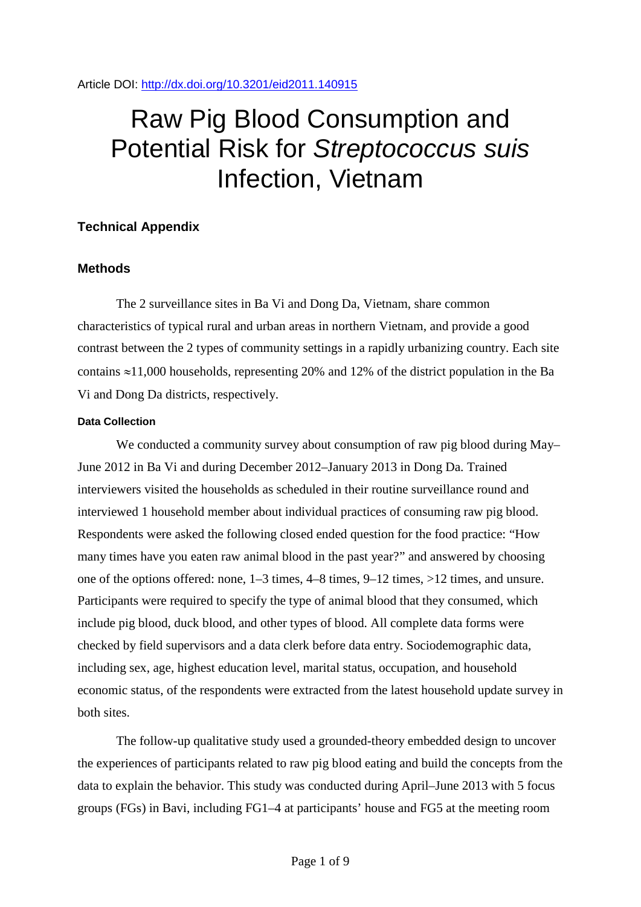Article DOI: http://dx.doi.org/10.3201/eid2011.140915

# Raw Pig Blood Consumption and Potential Risk for *Streptococcus suis* Infection, Vietnam

## Technical Appendix

## Methods

The 2 surveillance sites in Ba Vi and Dong Da, Vietnam, share common characteristics of typical rural and urban areas in northern Vietnam, and provide a good contrast between the 2 types of community settings in a rapidly urbanizing country. Each site contains ≈11,000 households, representing 20% and 12% of the district population in the Ba Vi and Dong Da districts, respectively.

### Data Collection

We conducted a community survey about consumption of raw pig blood during May–June 2012 in Ba Vi and during December 2012–January 2013 in Dong Da. Trained interviewers visited the households as scheduled in their routine surveillance round and interviewed 1 household member about individual practices of consuming raw pig blood. Respondents were asked the following closed ended question for the food practice: "How many times have you eaten raw animal blood in the past year?" and answered by choosing one of the options offered: none, 1–3 times, 4–8 times, 9–12 times, >12 times, and unsure. Participants were required to specify the type of animal blood that they consumed, which include pig blood, duck blood, and other types of blood. All complete data forms were checked by field supervisors and a data clerk before data entry. Sociodemographic data, including sex, age, highest education level, marital status, occupation, and household economic status, of the respondents were extracted from the latest household update survey in both sites.

The follow-up qualitative study used a grounded-theory embedded design to uncover the experiences of participants related to raw pig blood eating and build the concepts from the data to explain the behavior. This study was conducted during April–June 2013 with 5 focus groups (FGs) in Bavi, including FG1–4 at participants' house and FG5 at the meeting room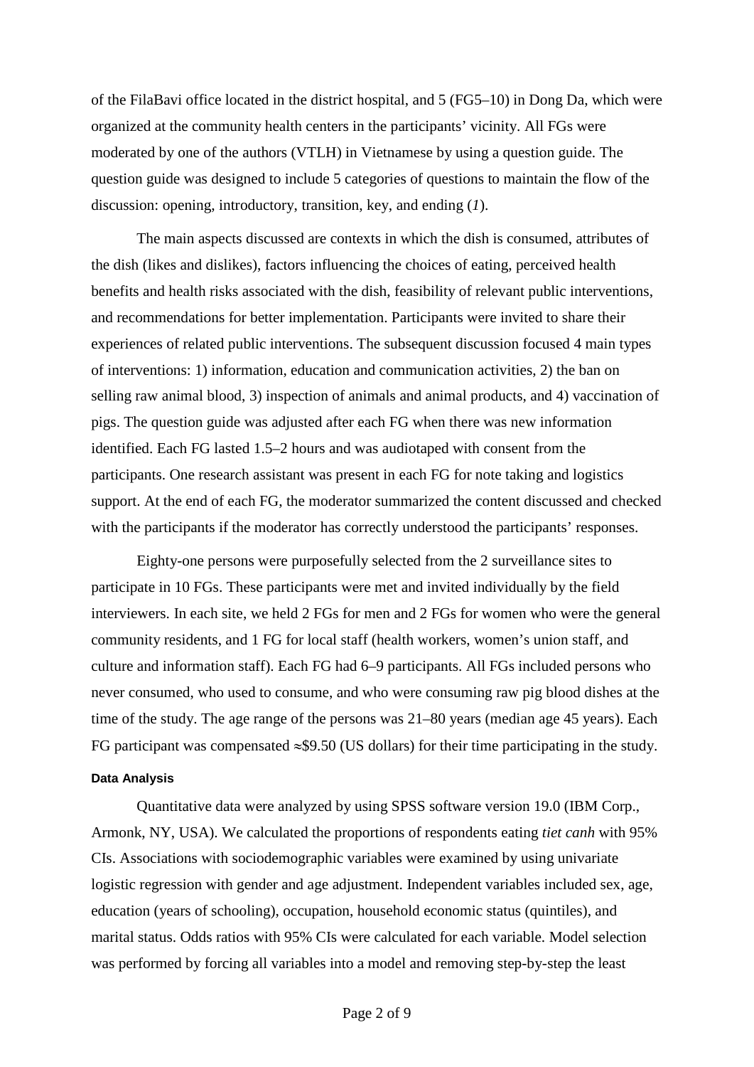of the FilaBavi office located in the district hospital, and 5 (FG5–10) in Dong Da, which were organized at the community health centers in the participants' vicinity. All FGs were moderated by one of the authors (VTLH) in Vietnamese by using a question guide. The question guide was designed to include 5 categories of questions to maintain the flow of the discussion: opening, introductory, transition, key, and ending (*1*).

The main aspects discussed are contexts in which the dish is consumed, attributes of the dish (likes and dislikes), factors influencing the choices of eating, perceived health benefits and health risks associated with the dish, feasibility of relevant public interventions, and recommendations for better implementation. Participants were invited to share their experiences of related public interventions. The subsequent discussion focused 4 main types of interventions: 1) information, education and communication activities, 2) the ban on selling raw animal blood, 3) inspection of animals and animal products, and 4) vaccination of pigs. The question guide was adjusted after each FG when there was new information identified. Each FG lasted 1.5–2 hours and was audiotaped with consent from the participants. One research assistant was present in each FG for note taking and logistics support. At the end of each FG, the moderator summarized the content discussed and checked with the participants if the moderator has correctly understood the participants' responses.

Eighty-one persons were purposefully selected from the 2 surveillance sites to participate in 10 FGs. These participants were met and invited individually by the field interviewers. In each site, we held 2 FGs for men and 2 FGs for women who were the general community residents, and 1 FG for local staff (health workers, women's union staff, and culture and information staff). Each FG had 6–9 participants. All FGs included persons who never consumed, who used to consume, and who were consuming raw pig blood dishes at the time of the study. The age range of the persons was 21–80 years (median age 45 years). Each FG participant was compensated ≈$9.50 (US dollars) for their time participating in the study.

#### Data Analysis

Quantitative data were analyzed by using SPSS software version 19.0 (IBM Corp., Armonk, NY, USA). We calculated the proportions of respondents eating *tiet canh* with 95% CIs. Associations with sociodemographic variables were examined by using univariate logistic regression with gender and age adjustment. Independent variables included sex, age, education (years of schooling), occupation, household economic status (quintiles), and marital status. Odds ratios with 95% CIs were calculated for each variable. Model selection was performed by forcing all variables into a model and removing step-by-step the least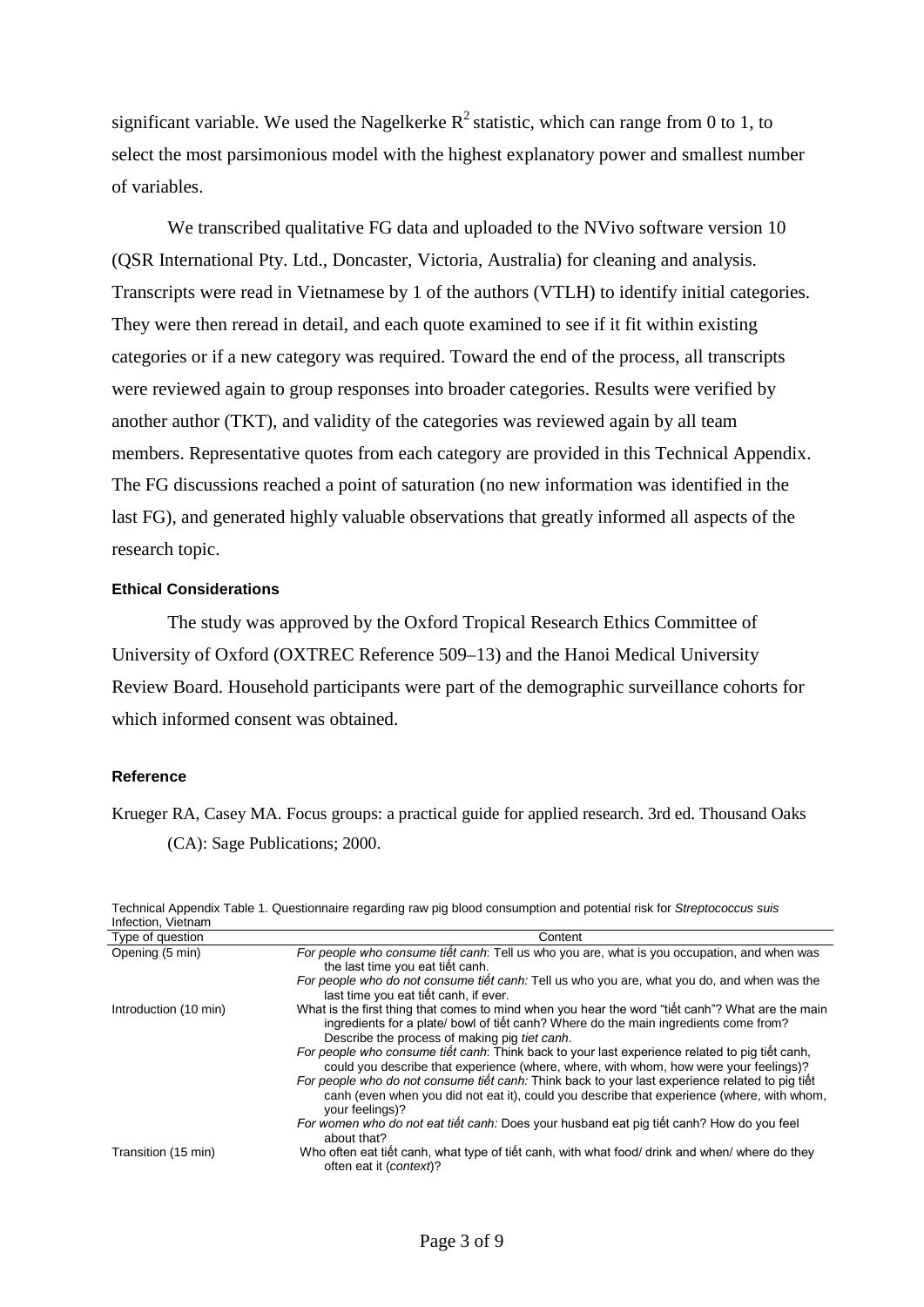significant variable. We used the Nagelkerke $R^2$ statistic, which can range from 0 to 1, to select the most parsimonious model with the highest explanatory power and smallest number of variables.

We transcribed qualitative FG data and uploaded to the NVivo software version 10 (QSR International Pty. Ltd., Doncaster, Victoria, Australia) for cleaning and analysis. Transcripts were read in Vietnamese by 1 of the authors (VTLH) to identify initial categories. They were then reread in detail, and each quote examined to see if it fit within existing categories or if a new category was required. Toward the end of the process, all transcripts were reviewed again to group responses into broader categories. Results were verified by another author (TKT), and validity of the categories was reviewed again by all team members. Representative quotes from each category are provided in this Technical Appendix. The FG discussions reached a point of saturation (no new information was identified in the last FG), and generated highly valuable observations that greatly informed all aspects of the research topic.

#### Ethical Considerations

The study was approved by the Oxford Tropical Research Ethics Committee of University of Oxford (OXTREC Reference 509–13) and the Hanoi Medical University Review Board. Household participants were part of the demographic surveillance cohorts for which informed consent was obtained.

#### Reference

Krueger RA, Casey MA. Focus groups: a practical guide for applied research. 3rd ed. Thousand Oaks (CA): Sage Publications; 2000.

Technical Appendix Table 1. Questionnaire regarding raw pig blood consumption and potential risk for *Streptococcus suis* Infection, Vietnam

| Type of question | Content |
|---|---|
| Opening (5 min) | *For people who consume tiết canh*: Tell us who you are, what is you occupation, and when was the last time you eat tiết canh.<br>*For people who do not consume tiết canh:* Tell us who you are, what you do, and when was the last time you eat tiết canh, if ever. |
| Introduction (10 min) | What is the first thing that comes to mind when you hear the word "tiết canh"? What are the main ingredients for a plate/ bowl of tiết canh? Where do the main ingredients come from? Describe the process of making pig *tiet canh*.<br>*For people who consume tiết canh*: Think back to your last experience related to pig tiết canh, could you describe that experience (where, where, with whom, how were your feelings)?<br>*For people who do not consume tiết canh:* Think back to your last experience related to pig tiết canh (even when you did not eat it), could you describe that experience (where, with whom, your feelings)?<br>*For women who do not eat tiết canh:* Does your husband eat pig tiết canh? How do you feel about that? |
| Transition (15 min) | Who often eat tiết canh, what type of tiết canh, with what food/ drink and when/ where do they often eat it (*context*)? |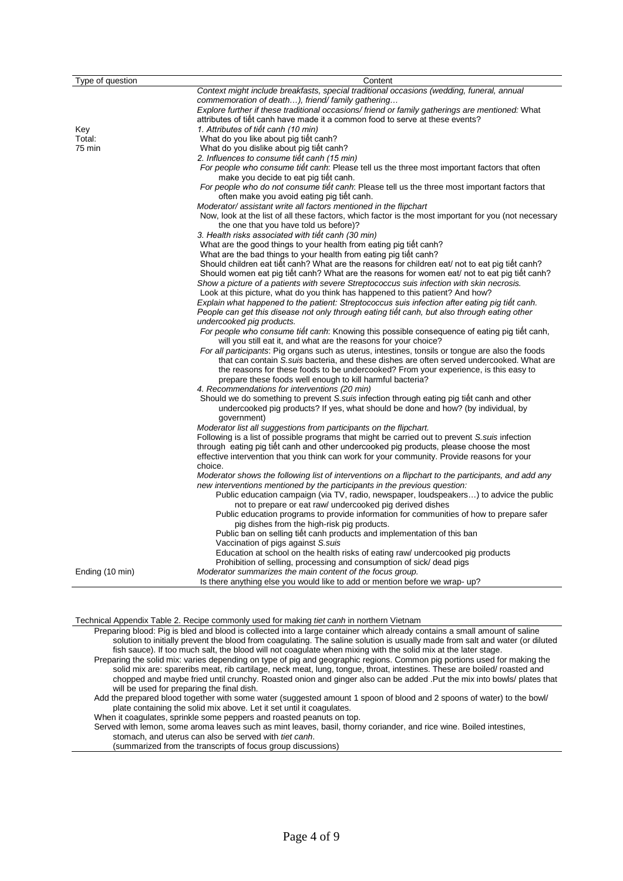| Type of question | Content |
|---|---|
| | *Context might include breakfasts, special traditional occasions (wedding, funeral, annual commemoration of death…), friend/ family gathering…* |
| | *Explore further if these traditional occasions/ friend or family gatherings are mentioned:* What attributes of tiết canh have made it a common food to serve at these events? |
| Key<br>Total:<br>75 min | *1. Attributes of tiết canh (10 min)* |
| | What do you like about pig tiết canh? |
| | What do you dislike about pig tiết canh? |
| | *2. Influences to consume tiết canh (15 min)* |
| | *For people who consume tiết canh*: Please tell us the three most important factors that often make you decide to eat pig tiết canh. |
| | *For people who do not consume tiết canh*: Please tell us the three most important factors that often make you avoid eating pig tiết canh. |
| | *Moderator/ assistant write all factors mentioned in the flipchart* |
| | Now, look at the list of all these factors, which factor is the most important for you (not necessary the one that you have told us before)? |
| | *3. Health risks associated with tiết canh (30 min)* |
| | What are the good things to your health from eating pig tiết canh? |
| | What are the bad things to your health from eating pig tiết canh? |
| | Should children eat tiết canh? What are the reasons for children eat/ not to eat pig tiết canh? |
| | Should women eat pig tiết canh? What are the reasons for women eat/ not to eat pig tiết canh? |
| | *Show a picture of a patients with severe Streptococcus suis infection with skin necrosis.* |
| | Look at this picture, what do you think has happened to this patient? And how? |
| | *Explain what happened to the patient: Streptococcus suis infection after eating pig tiết canh. People can get this disease not only through eating tiết canh, but also through eating other undercooked pig products.* |
| | *For people who consume tiết canh*: Knowing this possible consequence of eating pig tiết canh, will you still eat it, and what are the reasons for your choice? |
| | *For all participants*: Pig organs such as uterus, intestines, tonsils or tongue are also the foods that can contain *S.suis* bacteria, and these dishes are often served undercooked. What are the reasons for these foods to be undercooked? From your experience, is this easy to prepare these foods well enough to kill harmful bacteria? |
| | *4. Recommendations for interventions (20 min)* |
| | Should we do something to prevent *S.suis* infection through eating pig tiết canh and other undercooked pig products? If yes, what should be done and how? (by individual, by government) |
| | *Moderator list all suggestions from participants on the flipchart.* |
| | Following is a list of possible programs that might be carried out to prevent *S.suis* infection through eating pig tiết canh and other undercooked pig products, please choose the most effective intervention that you think can work for your community. Provide reasons for your choice. |
| | *Moderator shows the following list of interventions on a flipchart to the participants, and add any new interventions mentioned by the participants in the previous question:* |
| | Public education campaign (via TV, radio, newspaper, loudspeakers…) to advice the public not to prepare or eat raw/ undercooked pig derived dishes |
| | Public education programs to provide information for communities of how to prepare safer pig dishes from the high-risk pig products. |
| | Public ban on selling tiết canh products and implementation of this ban |
| | Vaccination of pigs against *S.suis* |
| | Education at school on the health risks of eating raw/ undercooked pig products |
| | Prohibition of selling, processing and consumption of sick/ dead pigs |
| Ending (10 min) | *Moderator summarizes the main content of the focus group.* |
| | Is there anything else you would like to add or mention before we wrap- up? |

Technical Appendix Table 2. Recipe commonly used for making *tiet canh* in northern Vietnam

| |
|---|
| Preparing blood: Pig is bled and blood is collected into a large container which already contains a small amount of saline solution to initially prevent the blood from coagulating. The saline solution is usually made from salt and water (or diluted fish sauce). If too much salt, the blood will not coagulate when mixing with the solid mix at the later stage. |
| Preparing the solid mix: varies depending on type of pig and geographic regions. Common pig portions used for making the solid mix are: spareribs meat, rib cartilage, neck meat, lung, tongue, throat, intestines. These are boiled/ roasted and chopped and maybe fried until crunchy. Roasted onion and ginger also can be added .Put the mix into bowls/ plates that will be used for preparing the final dish. |
| Add the prepared blood together with some water (suggested amount 1 spoon of blood and 2 spoons of water) to the bowl/ plate containing the solid mix above. Let it set until it coagulates. |
| When it coagulates, sprinkle some peppers and roasted peanuts on top. |
| Served with lemon, some aroma leaves such as mint leaves, basil, thorny coriander, and rice wine. Boiled intestines, stomach, and uterus can also be served with *tiet canh*. |
| (summarized from the transcripts of focus group discussions) |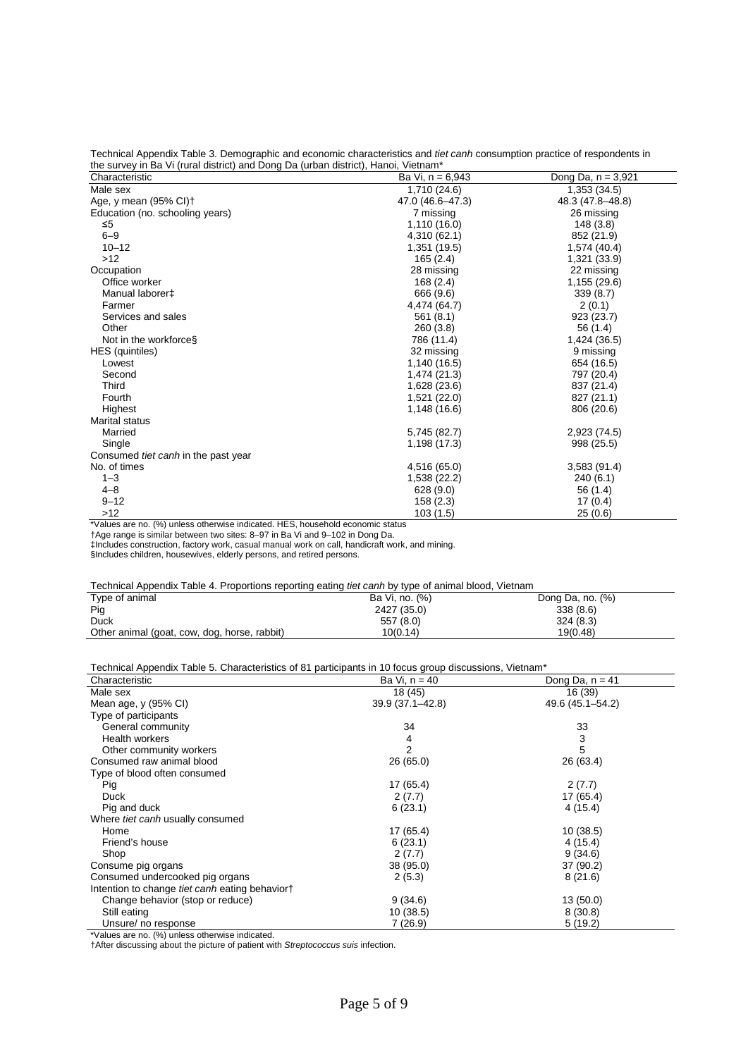Technical Appendix Table 3. Demographic and economic characteristics and *tiet canh* consumption practice of respondents in the survey in Ba Vi (rural district) and Dong Da (urban district), Hanoi, Vietnam*

| Characteristic | Ba Vi, n = 6,943 | Dong Da, n = 3,921 |
|---|---|---|
| Male sex | 1,710 (24.6) | 1,353 (34.5) |
| Age, y mean (95% CI)† | 47.0 (46.6–47.3) | 48.3 (47.8–48.8) |
| Education (no. schooling years) | 7 missing | 26 missing |
| ≤5 | 1,110 (16.0) | 148 (3.8) |
| 6–9 | 4,310 (62.1) | 852 (21.9) |
| 10–12 | 1,351 (19.5) | 1,574 (40.4) |
| >12 | 165 (2.4) | 1,321 (33.9) |
| Occupation | 28 missing | 22 missing |
| Office worker | 168 (2.4) | 1,155 (29.6) |
| Manual laborer‡ | 666 (9.6) | 339 (8.7) |
| Farmer | 4,474 (64.7) | 2 (0.1) |
| Services and sales | 561 (8.1) | 923 (23.7) |
| Other | 260 (3.8) | 56 (1.4) |
| Not in the workforce§ | 786 (11.4) | 1,424 (36.5) |
| HES (quintiles) | 32 missing | 9 missing |
| Lowest | 1,140 (16.5) | 654 (16.5) |
| Second | 1,474 (21.3) | 797 (20.4) |
| Third | 1,628 (23.6) | 837 (21.4) |
| Fourth | 1,521 (22.0) | 827 (21.1) |
| Highest | 1,148 (16.6) | 806 (20.6) |
| Marital status | | |
| Married | 5,745 (82.7) | 2,923 (74.5) |
| Single | 1,198 (17.3) | 998 (25.5) |
| Consumed *tiet canh* in the past year | | |
| No. of times | 4,516 (65.0) | 3,583 (91.4) |
| 1–3 | 1,538 (22.2) | 240 (6.1) |
| 4–8 | 628 (9.0) | 56 (1.4) |
| 9–12 | 158 (2.3) | 17 (0.4) |
| >12 | 103 (1.5) | 25 (0.6) |

*Values are no. (%) unless otherwise indicated. HES, household economic status
†Age range is similar between two sites: 8–97 in Ba Vi and 9–102 in Dong Da.
‡Includes construction, factory work, casual manual work on call, handicraft work, and mining.
§Includes children, housewives, elderly persons, and retired persons.

Technical Appendix Table 4. Proportions reporting eating *tiet canh* by type of animal blood, Vietnam

| Type of animal | Ba Vi, no. (%) | Dong Da, no. (%) |
|---|---|---|
| Pig | 2427 (35.0) | 338 (8.6) |
| Duck | 557 (8.0) | 324 (8.3) |
| Other animal (goat, cow, dog, horse, rabbit) | 10(0.14) | 19(0.48) |

Technical Appendix Table 5. Characteristics of 81 participants in 10 focus group discussions, Vietnam*

| Characteristic | Ba Vi, n = 40 | Dong Da, n = 41 |
|---|---|---|
| Male sex | 18 (45) | 16 (39) |
| Mean age, y (95% CI) | 39.9 (37.1–42.8) | 49.6 (45.1–54.2) |
| Type of participants | | |
| General community | 34 | 33 |
| Health workers | 4 | 3 |
| Other community workers | 2 | 5 |
| Consumed raw animal blood | 26 (65.0) | 26 (63.4) |
| Type of blood often consumed | | |
| Pig | 17 (65.4) | 2 (7.7) |
| Duck | 2 (7.7) | 17 (65.4) |
| Pig and duck | 6 (23.1) | 4 (15.4) |
| Where *tiet canh* usually consumed | | |
| Home | 17 (65.4) | 10 (38.5) |
| Friend's house | 6 (23.1) | 4 (15.4) |
| Shop | 2 (7.7) | 9 (34.6) |
| Consume pig organs | 38 (95.0) | 37 (90.2) |
| Consumed undercooked pig organs | 2 (5.3) | 8 (21.6) |
| Intention to change *tiet canh* eating behavior† | | |
| Change behavior (stop or reduce) | 9 (34.6) | 13 (50.0) |
| Still eating | 10 (38.5) | 8 (30.8) |
| Unsure/ no response | 7 (26.9) | 5 (19.2) |

*Values are no. (%) unless otherwise indicated.
†After discussing about the picture of patient with *Streptococcus suis* infection.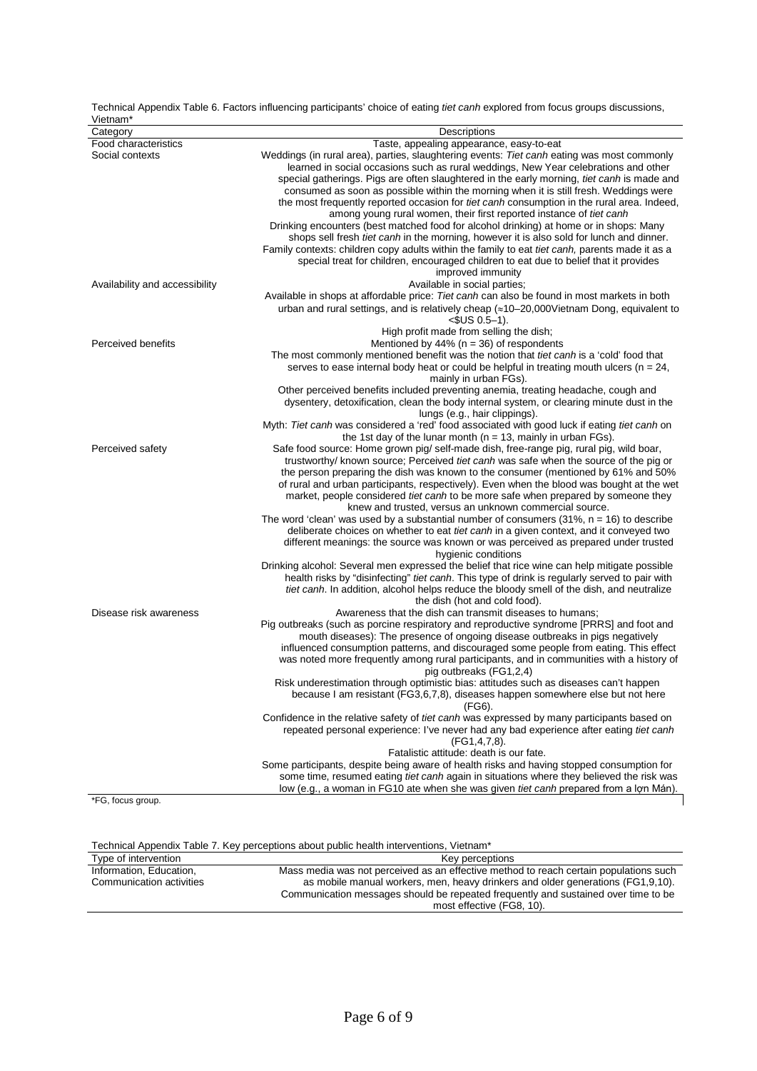Technical Appendix Table 6. Factors influencing participants' choice of eating *tiet canh* explored from focus groups discussions, Vietnam*

| Category | Descriptions |
|---|---|
| Food characteristics | Taste, appealing appearance, easy-to-eat |
| Social contexts | Weddings (in rural area), parties, slaughtering events: *Tiet canh* eating was most commonly learned in social occasions such as rural weddings, New Year celebrations and other special gatherings. Pigs are often slaughtered in the early morning, *tiet canh* is made and consumed as soon as possible within the morning when it is still fresh. Weddings were the most frequently reported occasion for *tiet canh* consumption in the rural area. Indeed, among young rural women, their first reported instance of *tiet canh*<br>Drinking encounters (best matched food for alcohol drinking) at home or in shops: Many shops sell fresh *tiet canh* in the morning, however it is also sold for lunch and dinner.<br>Family contexts: children copy adults within the family to eat *tiet canh,* parents made it as a special treat for children, encouraged children to eat due to belief that it provides improved immunity |
| Availability and accessibility | Available in social parties;<br>Available in shops at affordable price: *Tiet canh* can also be found in most markets in both urban and rural settings, and is relatively cheap (≈10–20,000Vietnam Dong, equivalent to <$US 0.5–1).<br>High profit made from selling the dish; |
| Perceived benefits | Mentioned by 44% (n = 36) of respondents<br>The most commonly mentioned benefit was the notion that *tiet canh* is a 'cold' food that serves to ease internal body heat or could be helpful in treating mouth ulcers (n = 24, mainly in urban FGs).<br>Other perceived benefits included preventing anemia, treating headache, cough and dysentery, detoxification, clean the body internal system, or clearing minute dust in the lungs (e.g., hair clippings).<br>Myth: *Tiet canh* was considered a 'red' food associated with good luck if eating *tiet canh* on the 1st day of the lunar month (n = 13, mainly in urban FGs). |
| Perceived safety | Safe food source: Home grown pig/ self-made dish, free-range pig, rural pig, wild boar, trustworthy/ known source; Perceived *tiet canh* was safe when the source of the pig or the person preparing the dish was known to the consumer (mentioned by 61% and 50% of rural and urban participants, respectively). Even when the blood was bought at the wet market, people considered *tiet canh* to be more safe when prepared by someone they knew and trusted, versus an unknown commercial source.<br>The word 'clean' was used by a substantial number of consumers (31%, n = 16) to describe deliberate choices on whether to eat *tiet canh* in a given context, and it conveyed two different meanings: the source was known or was perceived as prepared under trusted hygienic conditions<br>Drinking alcohol: Several men expressed the belief that rice wine can help mitigate possible health risks by "disinfecting" *tiet canh*. This type of drink is regularly served to pair with *tiet canh*. In addition, alcohol helps reduce the bloody smell of the dish, and neutralize the dish (hot and cold food). |
| Disease risk awareness | Awareness that the dish can transmit diseases to humans;<br>Pig outbreaks (such as porcine respiratory and reproductive syndrome [PRRS] and foot and mouth diseases): The presence of ongoing disease outbreaks in pigs negatively influenced consumption patterns, and discouraged some people from eating. This effect was noted more frequently among rural participants, and in communities with a history of pig outbreaks (FG1,2,4)<br>Risk underestimation through optimistic bias: attitudes such as diseases can't happen because I am resistant (FG3,6,7,8), diseases happen somewhere else but not here (FG6).<br>Confidence in the relative safety of *tiet canh* was expressed by many participants based on repeated personal experience: I've never had any bad experience after eating *tiet canh* (FG1,4,7,8).<br>Fatalistic attitude: death is our fate.<br>Some participants, despite being aware of health risks and having stopped consumption for some time, resumed eating *tiet canh* again in situations where they believed the risk was low (e.g., a woman in FG10 ate when she was given *tiet canh* prepared from a lợn Mán). |

*FG, focus group.

Technical Appendix Table 7. Key perceptions about public health interventions, Vietnam*

| Type of intervention | Key perceptions |
|---|---|
| Information, Education, Communication activities | Mass media was not perceived as an effective method to reach certain populations such as mobile manual workers, men, heavy drinkers and older generations (FG1,9,10).<br>Communication messages should be repeated frequently and sustained over time to be most effective (FG8, 10). |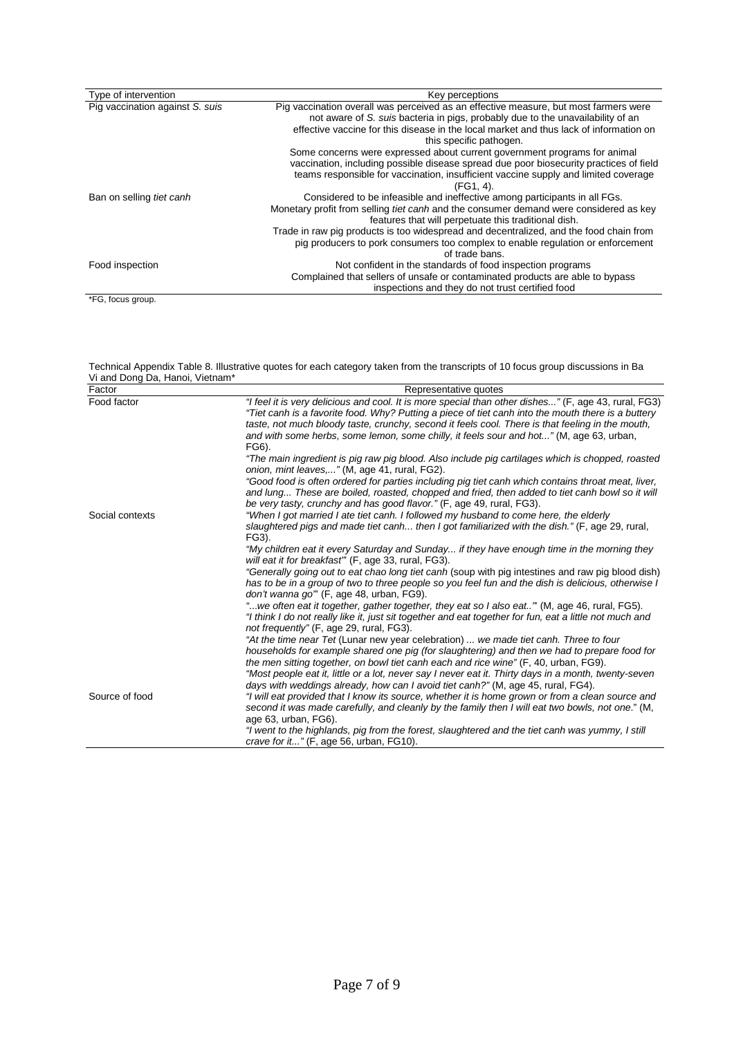| Type of intervention | Key perceptions |
|---|---|
| Pig vaccination against *S. suis* | Pig vaccination overall was perceived as an effective measure, but most farmers were not aware of *S. suis* bacteria in pigs, probably due to the unavailability of an effective vaccine for this disease in the local market and thus lack of information on this specific pathogen. Some concerns were expressed about current government programs for animal vaccination, including possible disease spread due poor biosecurity practices of field teams responsible for vaccination, insufficient vaccine supply and limited coverage (FG1, 4). |
| Ban on selling *tiet canh* | Considered to be infeasible and ineffective among participants in all FGs. Monetary profit from selling *tiet canh* and the consumer demand were considered as key features that will perpetuate this traditional dish. Trade in raw pig products is too widespread and decentralized, and the food chain from pig producers to pork consumers too complex to enable regulation or enforcement of trade bans. |
| Food inspection | Not confident in the standards of food inspection programs. Complained that sellers of unsafe or contaminated products are able to bypass inspections and they do not trust certified food |

*FG, focus group.

Technical Appendix Table 8. Illustrative quotes for each category taken from the transcripts of 10 focus group discussions in Ba Vi and Dong Da, Hanoi, Vietnam*

| Factor | Representative quotes |
|---|---|
| Food factor | *"I feel it is very delicious and cool. It is more special than other dishes..."* (F, age 43, rural, FG3) *"Tiet canh is a favorite food. Why? Putting a piece of tiet canh into the mouth there is a buttery taste, not much bloody taste, crunchy, second it feels cool. There is that feeling in the mouth, and with some herbs, some lemon, some chilly, it feels sour and hot..."* (M, age 63, urban, FG6). *"The main ingredient is pig raw pig blood. Also include pig cartilages which is chopped, roasted onion, mint leaves,..."* (M, age 41, rural, FG2). *"Good food is often ordered for parties including pig tiet canh which contains throat meat, liver, and lung... These are boiled, roasted, chopped and fried, then added to tiet canh bowl so it will be very tasty, crunchy and has good flavor."* (F, age 49, rural, FG3). |
| Social contexts | *"When I got married I ate tiet canh. I followed my husband to come here, the elderly slaughtered pigs and made tiet canh... then I got familiarized with the dish."* (F, age 29, rural, FG3). *"My children eat it every Saturday and Sunday... if they have enough time in the morning they will eat it for breakfast'"* (F, age 33, rural, FG3). *"Generally going out to eat chao long tiet canh* (soup with pig intestines and raw pig blood dish) *has to be in a group of two to three people so you feel fun and the dish is delicious, otherwise I don't wanna go'"* (F, age 48, urban, FG9). *"...we often eat it together, gather together, they eat so I also eat..'"* (M, age 46, rural, FG5). *"I think I do not really like it, just sit together and eat together for fun, eat a little not much and not frequently"* (F, age 29, rural, FG3). *"At the time near Tet* (Lunar new year celebration) *... we made tiet canh. Three to four households for example shared one pig (for slaughtering) and then we had to prepare food for the men sitting together, on bowl tiet canh and rice wine"* (F, 40, urban, FG9). *"Most people eat it, little or a lot, never say I never eat it. Thirty days in a month, twenty-seven days with weddings already, how can I avoid tiet canh?"* (M, age 45, rural, FG4). |
| Source of food | *"I will eat provided that I know its source, whether it is home grown or from a clean source and second it was made carefully, and cleanly by the family then I will eat two bowls, not one."* (M, age 63, urban, FG6). *"I went to the highlands, pig from the forest, slaughtered and the tiet canh was yummy, I still crave for it..."* (F, age 56, urban, FG10). |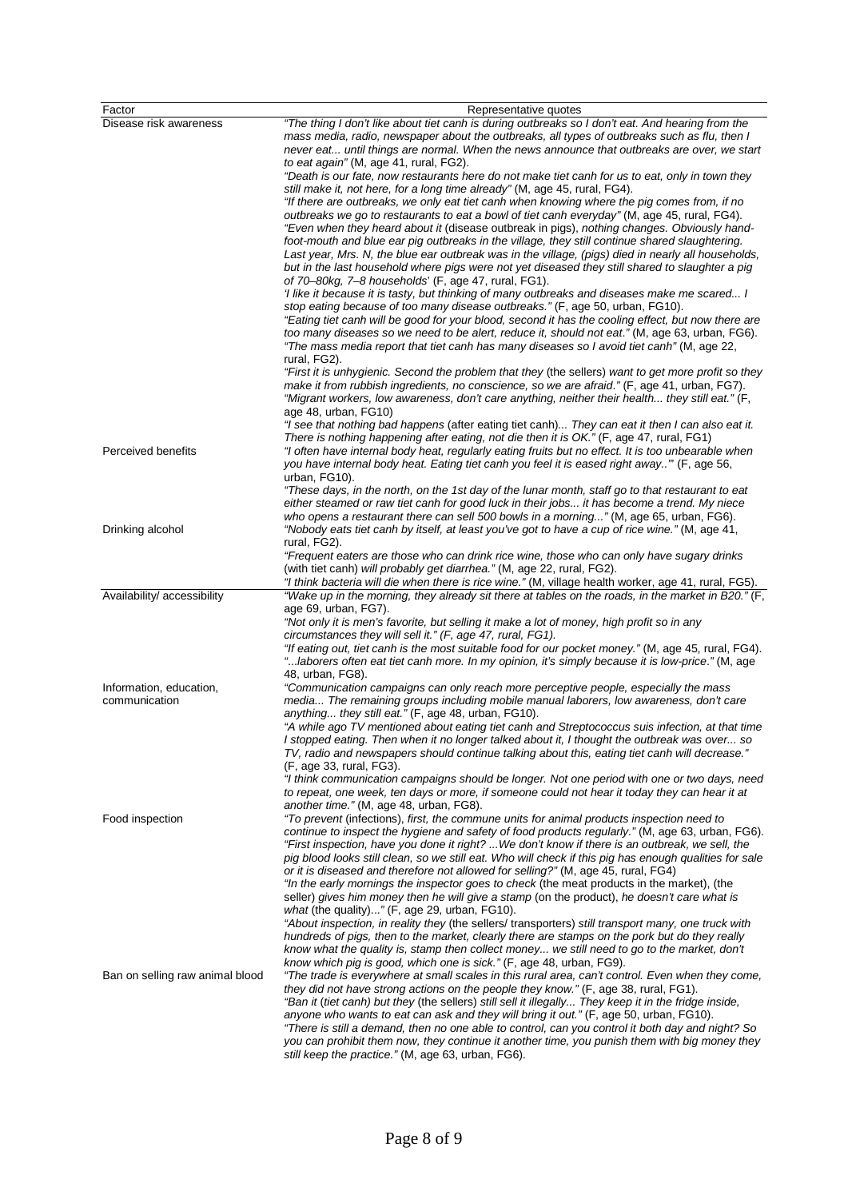| Factor | Representative quotes |
|---|---|
| Disease risk awareness | *"The thing I don't like about tiet canh is during outbreaks so I don't eat. And hearing from the mass media, radio, newspaper about the outbreaks, all types of outbreaks such as flu, then I never eat... until things are normal. When the news announce that outbreaks are over, we start to eat again"* (M, age 41, rural, FG2).<br>*"Death is our fate, now restaurants here do not make tiet canh for us to eat, only in town they still make it, not here, for a long time already"* (M, age 45, rural, FG4).<br>*"If there are outbreaks, we only eat tiet canh when knowing where the pig comes from, if no outbreaks we go to restaurants to eat a bowl of tiet canh everyday"* (M, age 45, rural, FG4).<br>*"Even when they heard about it* (disease outbreak in pigs), *nothing changes. Obviously hand-foot-mouth and blue ear pig outbreaks in the village, they still continue shared slaughtering. Last year, Mrs. N, the blue ear outbreak was in the village, (pigs) died in nearly all households, but in the last household where pigs were not yet diseased they still shared to slaughter a pig of 70–80kg, 7–8 households*' (F, age 47, rural, FG1).<br>*'I like it because it is tasty, but thinking of many outbreaks and diseases make me scared... I stop eating because of too many disease outbreaks."* (F, age 50, urban, FG10).<br>*"Eating tiet canh will be good for your blood, second it has the cooling effect, but now there are too many diseases so we need to be alert, reduce it, should not eat*." (M, age 63, urban, FG6).<br>*"The mass media report that tiet canh has many diseases so I avoid tiet canh"* (M, age 22, rural, FG2).<br>*"First it is unhygienic. Second the problem that they* (the sellers) *want to get more profit so they make it from rubbish ingredients, no conscience, so we are afraid*." (F, age 41, urban, FG7).<br>*"Migrant workers, low awareness, don't care anything, neither their health... they still eat."* (F, age 48, urban, FG10)<br>*"I see that nothing bad happens* (after eating tiet canh)*... They can eat it then I can also eat it. There is nothing happening after eating, not die then it is OK."* (F, age 47, rural, FG1) |
| Perceived benefits | *"I often have internal body heat, regularly eating fruits but no effect. It is too unbearable when you have internal body heat. Eating tiet canh you feel it is eased right away..'"* (F, age 56, urban, FG10).<br>*"These days, in the north, on the 1st day of the lunar month, staff go to that restaurant to eat either steamed or raw tiet canh for good luck in their jobs... it has become a trend. My niece who opens a restaurant there can sell 500 bowls in a morning..."* (M, age 65, urban, FG6). |
| Drinking alcohol | *"Nobody eats tiet canh by itself, at least you've got to have a cup of rice wine."* (M, age 41, rural, FG2).<br>*"Frequent eaters are those who can drink rice wine, those who can only have sugary drinks* (with tiet canh) *will probably get diarrhea."* (M, age 22, rural, FG2).<br>*"I think bacteria will die when there is rice wine."* (M, village health worker, age 41, rural, FG5). |
| Availability/ accessibility | *"Wake up in the morning, they already sit there at tables on the roads, in the market in B20."* (F, age 69, urban, FG7).<br>*"Not only it is men's favorite, but selling it make a lot of money, high profit so in any circumstances they will sell it." (F, age 47, rural, FG1).*<br>*"If eating out, tiet canh is the most suitable food for our pocket money."* (M, age 45, rural, FG4).<br>*"...laborers often eat tiet canh more. In my opinion, it's simply because it is low-price."* (M, age 48, urban, FG8). |
| Information, education, communication | *"Communication campaigns can only reach more perceptive people, especially the mass media... The remaining groups including mobile manual laborers, low awareness, don't care anything... they still eat."* (F, age 48, urban, FG10).<br>*"A while ago TV mentioned about eating tiet canh and Streptococcus suis infection, at that time I stopped eating. Then when it no longer talked about it, I thought the outbreak was over... so TV, radio and newspapers should continue talking about this, eating tiet canh will decrease."* (F, age 33, rural, FG3).<br>*"I think communication campaigns should be longer. Not one period with one or two days, need to repeat, one week, ten days or more, if someone could not hear it today they can hear it at another time."* (M, age 48, urban, FG8). |
| Food inspection | *"To prevent* (infections), *first, the commune units for animal products inspection need to continue to inspect the hygiene and safety of food products regularly."* (M, age 63, urban, FG6).<br>*"First inspection, have you done it right? ...We don't know if there is an outbreak, we sell, the pig blood looks still clean, so we still eat. Who will check if this pig has enough qualities for sale or it is diseased and therefore not allowed for selling?"* (M, age 45, rural, FG4)<br>*"In the early mornings the inspector goes to check* (the meat products in the market), (the seller) *gives him money then he will give a stamp* (on the product), *he doesn't care what is what* (the quality)*..."* (F, age 29, urban, FG10).<br>*"About inspection, in reality they* (the sellers/ transporters) *still transport many, one truck with hundreds of pigs, then to the market, clearly there are stamps on the pork but do they really know what the quality is, stamp then collect money... we still need to go to the market, don't know which pig is good, which one is sick."* (F, age 48, urban, FG9). |
| Ban on selling raw animal blood | *"The trade is everywhere at small scales in this rural area, can't control. Even when they come, they did not have strong actions on the people they know."* (F, age 38, rural, FG1).<br>*"Ban it* (tiet canh) *but they* (the sellers) *still sell it illegally... They keep it in the fridge inside, anyone who wants to eat can ask and they will bring it out."* (F, age 50, urban, FG10).<br>*"There is still a demand, then no one able to control, can you control it both day and night? So you can prohibit them now, they continue it another time, you punish them with big money they still keep the practice."* (M, age 63, urban, FG6). |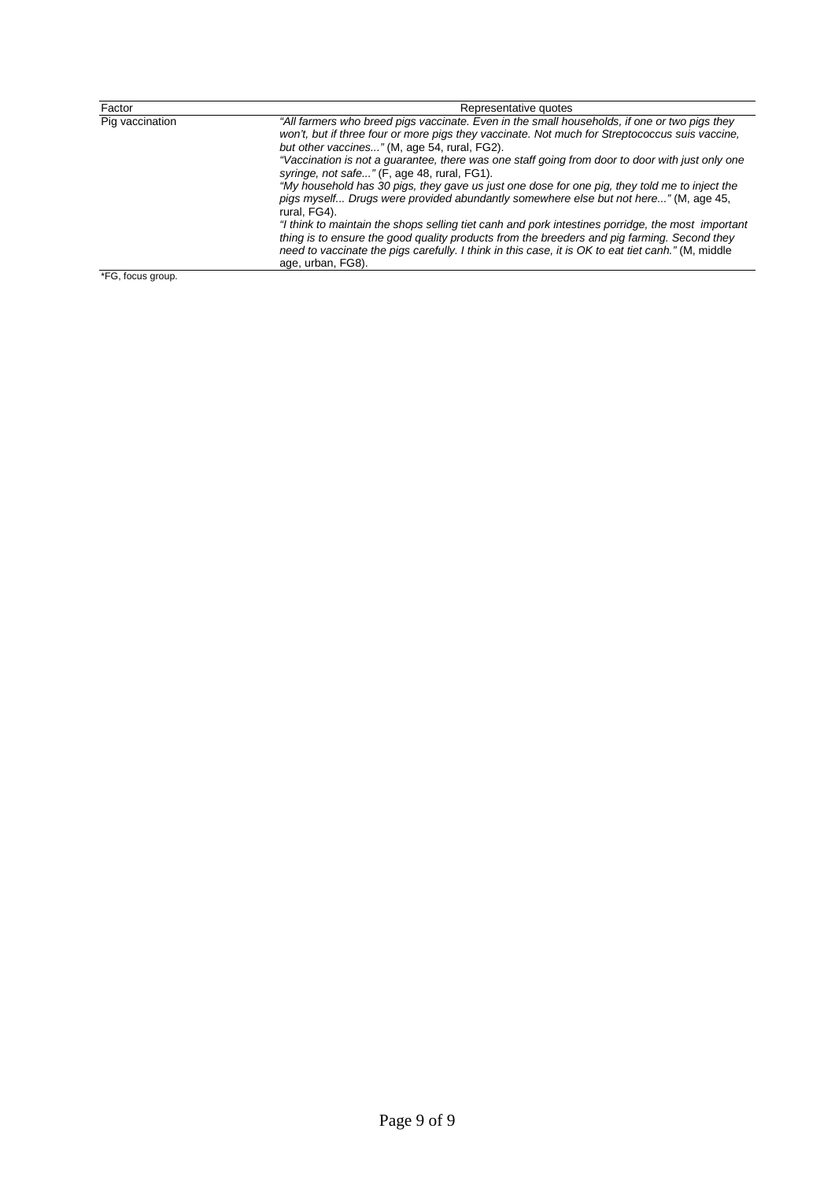| Factor | Representative quotes |
|---|---|
| Pig vaccination | *"All farmers who breed pigs vaccinate. Even in the small households, if one or two pigs they won't, but if three four or more pigs they vaccinate. Not much for Streptococcus suis vaccine, but other vaccines..."* (M, age 54, rural, FG2). *"Vaccination is not a guarantee, there was one staff going from door to door with just only one syringe, not safe..."* (F, age 48, rural, FG1). *"My household has 30 pigs, they gave us just one dose for one pig, they told me to inject the pigs myself... Drugs were provided abundantly somewhere else but not here..."* (M, age 45, rural, FG4). *"I think to maintain the shops selling tiet canh and pork intestines porridge, the most important thing is to ensure the good quality products from the breeders and pig farming. Second they need to vaccinate the pigs carefully. I think in this case, it is OK to eat tiet canh."* (M, middle age, urban, FG8). |

*FG, focus group.